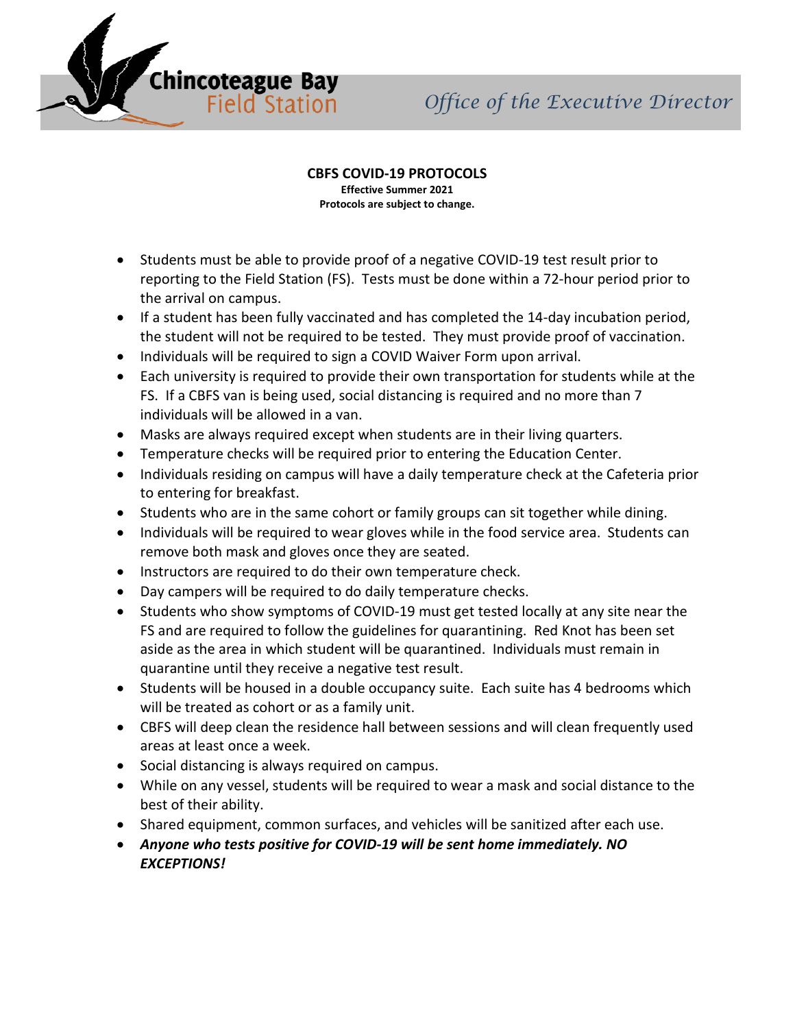Chincoteague Bay Field Station

*Office of the Executive Director*

**CBFS COVID-19 PROTOCOLS**

**Effective Summer 2021**

**Protocols are subject to change.**

- Students must be able to provide proof of a negative COVID-19 test result prior to reporting to the Field Station (FS). Tests must be done within a 72-hour period prior to the arrival on campus.
- If a student has been fully vaccinated and has completed the 14-day incubation period, the student will not be required to be tested. They must provide proof of vaccination.
- Individuals will be required to sign a COVID Waiver Form upon arrival.
- Each university is required to provide their own transportation for students while at the FS. If a CBFS van is being used, social distancing is required and no more than 7 individuals will be allowed in a van.
- Masks are always required except when students are in their living quarters.
- Temperature checks will be required prior to entering the Education Center.
- Individuals residing on campus will have a daily temperature check at the Cafeteria prior to entering for breakfast.
- Students who are in the same cohort or family groups can sit together while dining.
- Individuals will be required to wear gloves while in the food service area. Students can remove both mask and gloves once they are seated.
- Instructors are required to do their own temperature check.
- Day campers will be required to do daily temperature checks.
- Students who show symptoms of COVID-19 must get tested locally at any site near the FS and are required to follow the guidelines for quarantining. Red Knot has been set aside as the area in which student will be quarantined. Individuals must remain in quarantine until they receive a negative test result.
- Students will be housed in a double occupancy suite. Each suite has 4 bedrooms which will be treated as cohort or as a family unit.
- CBFS will deep clean the residence hall between sessions and will clean frequently used areas at least once a week.
- Social distancing is always required on campus.
- While on any vessel, students will be required to wear a mask and social distance to the best of their ability.
- Shared equipment, common surfaces, and vehicles will be sanitized after each use.
- ***Anyone who tests positive for COVID-19 will be sent home immediately. NO EXCEPTIONS!***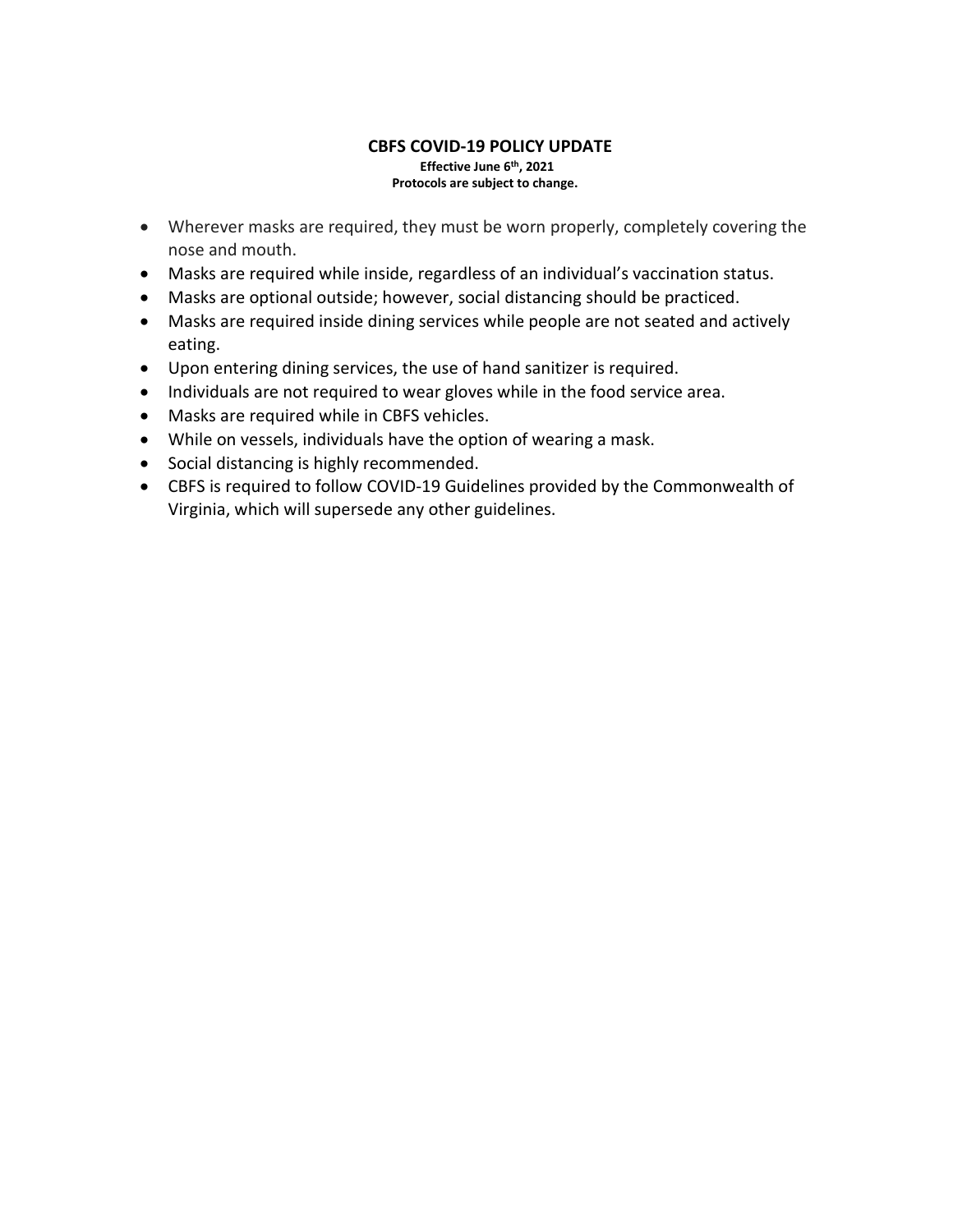# CBFS COVID-19 POLICY UPDATE

**Effective June 6th, 2021**

**Protocols are subject to change.**

- Wherever masks are required, they must be worn properly, completely covering the nose and mouth.
- Masks are required while inside, regardless of an individual's vaccination status.
- Masks are optional outside; however, social distancing should be practiced.
- Masks are required inside dining services while people are not seated and actively eating.
- Upon entering dining services, the use of hand sanitizer is required.
- Individuals are not required to wear gloves while in the food service area.
- Masks are required while in CBFS vehicles.
- While on vessels, individuals have the option of wearing a mask.
- Social distancing is highly recommended.
- CBFS is required to follow COVID-19 Guidelines provided by the Commonwealth of Virginia, which will supersede any other guidelines.